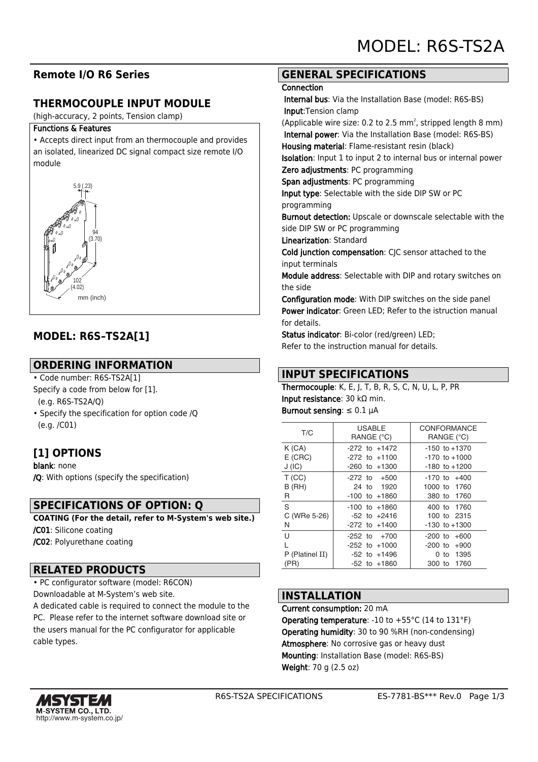# MODEL: R6S-TS2A

## Remote I/O R6 Series

## THERMOCOUPLE INPUT MODULE

(high-accuracy, 2 points, Tension clamp)

**Functions & Features**

• Accepts direct input from an thermocouple and provides an isolated, linearized DC signal compact size remote I/O module

5.9 (.23)

94 (3.70)

102 (4.02)

mm (inch)

## MODEL: R6S–TS2A[1]

## ORDERING INFORMATION

• Code number: R6S-TS2A[1]
Specify a code from below for [1].
(e.g. R6S-TS2A/Q)
• Specify the specification for option code /Q
(e.g. /C01)

## [1] OPTIONS

**blank**: none
**/Q**: With options (specify the specification)

## SPECIFICATIONS OF OPTION: Q

**COATING (For the detail, refer to M-System's web site.)**
**/C01**: Silicone coating
**/C02**: Polyurethane coating

## RELATED PRODUCTS

• PC configurator software (model: R6CON)
Downloadable at M-System's web site.
A dedicated cable is required to connect the module to the PC. Please refer to the internet software download site or the users manual for the PC configurator for applicable cable types.

## GENERAL SPECIFICATIONS

**Connection**
**Internal bus**: Via the Installation Base (model: R6S-BS)
**Input**:Tension clamp
(Applicable wire size: 0.2 to 2.5 mm$^2$, stripped length 8 mm)
**Internal power**: Via the Installation Base (model: R6S-BS)
**Housing material**: Flame-resistant resin (black)
**Isolation**: Input 1 to input 2 to internal bus or internal power
**Zero adjustments**: PC programming
**Span adjustments**: PC programming
**Input type**: Selectable with the side DIP SW or PC programming
**Burnout detection:** Upscale or downscale selectable with the side DIP SW or PC programming
**Linearization**: Standard
**Cold junction compensation**: CJC sensor attached to the input terminals
**Module address**: Selectable with DIP and rotary switches on the side
**Configuration mode**: With DIP switches on the side panel
**Power indicator**: Green LED; Refer to the istruction manual for details.
**Status indicator**: Bi-color (red/green) LED;
Refer to the instruction manual for details.

## INPUT SPECIFICATIONS

**Thermocouple**: K, E, J, T, B, R, S, C, N, U, L, P, PR
**Input resistance**: 30 kΩ min.
**Burnout sensing**: ≤ 0.1 μA

| T/C | USABLE RANGE (°C) | CONFORMANCE RANGE (°C) |
|---|---|---|
| K (CA) | -272 to +1472 | -150 to +1370 |
| E (CRC) | -272 to +1100 | -170 to +1000 |
| J (IC) | -260 to +1300 | -180 to +1200 |
| T (CC) | -272 to +500 | -170 to +400 |
| B (RH) | 24 to 1920 | 1000 to 1760 |
| R | -100 to +1860 | 380 to 1760 |
| S | -100 to +1860 | 400 to 1760 |
| C (WRe 5-26) | -52 to +2416 | 100 to 2315 |
| N | -272 to +1400 | -130 to +1300 |
| U | -252 to +700 | -200 to +600 |
| L | -252 to +1000 | -200 to +900 |
| P (Platinel II) | -52 to +1496 | 0 to 1395 |
| (PR) | -52 to +1860 | 300 to 1760 |

## INSTALLATION

**Current consumption:** 20 mA
**Operating temperature**: -10 to +55°C (14 to 131°F)
**Operating humidity**: 30 to 90 %RH (non-condensing)
**Atmosphere**: No corrosive gas or heavy dust
**Mounting**: Installation Base (model: R6S-BS)
**Weight**: 70 g (2.5 oz)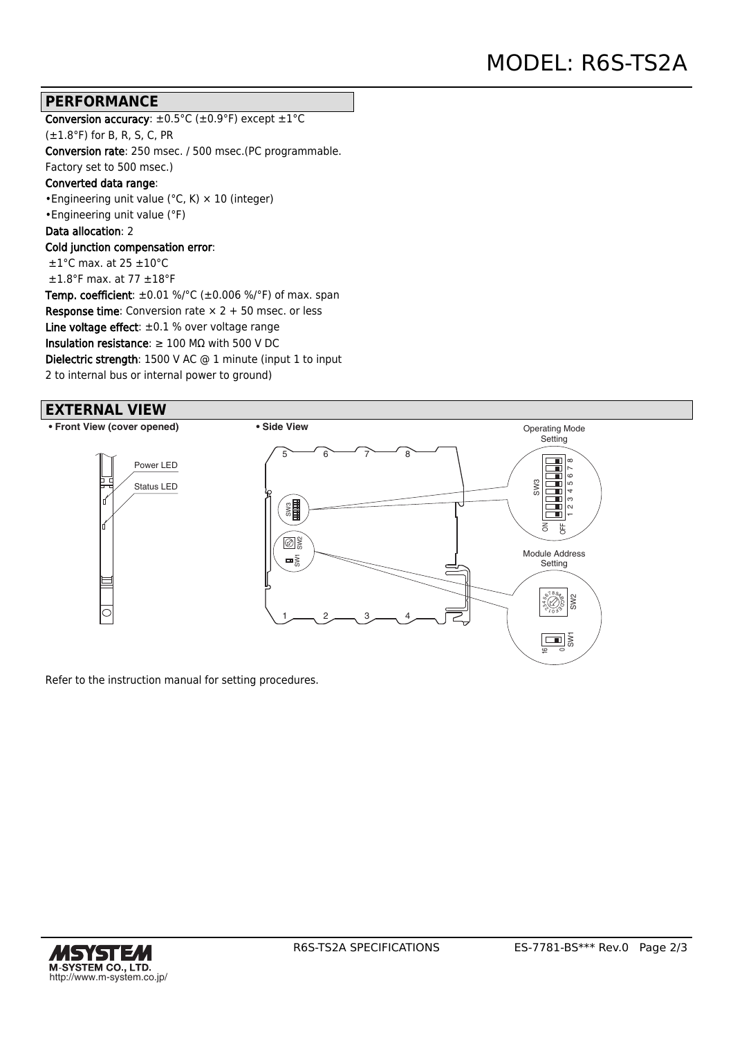## PERFORMANCE

**Conversion accuracy**: ±0.5°C (±0.9°F) except ±1°C (±1.8°F) for B, R, S, C, PR

**Conversion rate**: 250 msec. / 500 msec.(PC programmable. Factory set to 500 msec.)

**Converted data range**:

•Engineering unit value (°C, K) × 10 (integer)

•Engineering unit value (°F)

**Data allocation**: 2

**Cold junction compensation error**:

±1°C max. at 25 ±10°C

±1.8°F max. at 77 ±18°F

**Temp. coefficient**: ±0.01 %/°C (±0.006 %/°F) of max. span

**Response time**: Conversion rate × 2 + 50 msec. or less

**Line voltage effect**: ±0.1 % over voltage range

**Insulation resistance**: ≥ 100 MΩ with 500 V DC

**Dielectric strength**: 1500 V AC @ 1 minute (input 1 to input 2 to internal bus or internal power to ground)

## EXTERNAL VIEW

**• Front View (cover opened)**

Power LED

Status LED

**• Side View**

Operating Mode Setting

SW3 (1–8, ON / OFF)

Module Address Setting

SW2

SW1 (16 / 0)

Refer to the instruction manual for setting procedures.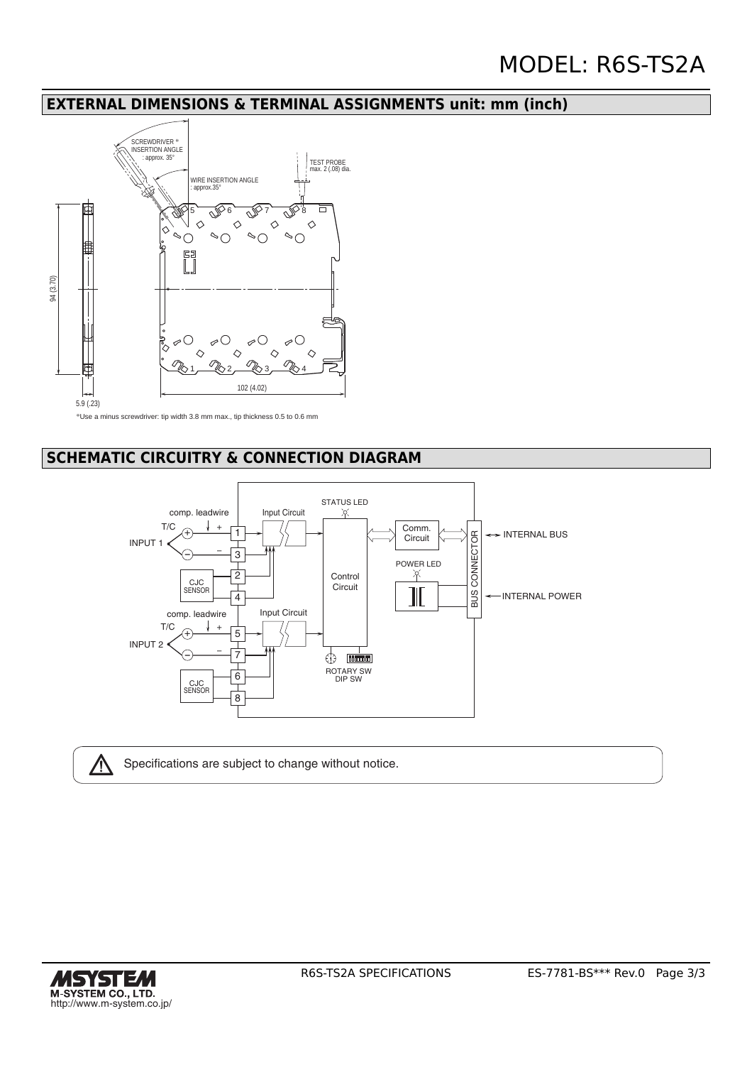# MODEL: R6S-TS2A

## EXTERNAL DIMENSIONS & TERMINAL ASSIGNMENTS unit: mm (inch)

SCREWDRIVER *
INSERTION ANGLE
: approx. 35°

WIRE INSERTION ANGLE
: approx.35°

TEST PROBE
max. 2 (.08) dia.

5 6 7 8

1 2 3 4

94 (3.70)

102 (4.02)

5.9 (.23)

*Use a minus screwdriver: tip width 3.8 mm max., tip thickness 0.5 to 0.6 mm

## SCHEMATIC CIRCUITRY & CONNECTION DIAGRAM

comp. leadwire
T/C
INPUT 1
CJC SENSOR
Input Circuit
1 3 2 4

comp. leadwire
T/C
INPUT 2
CJC SENSOR
Input Circuit
5 7 6 8

STATUS LED
Control Circuit
Comm. Circuit
POWER LED
BUS CONNECTOR
INTERNAL BUS
INTERNAL POWER
ROTARY SW
DIP SW

Specifications are subject to change without notice.